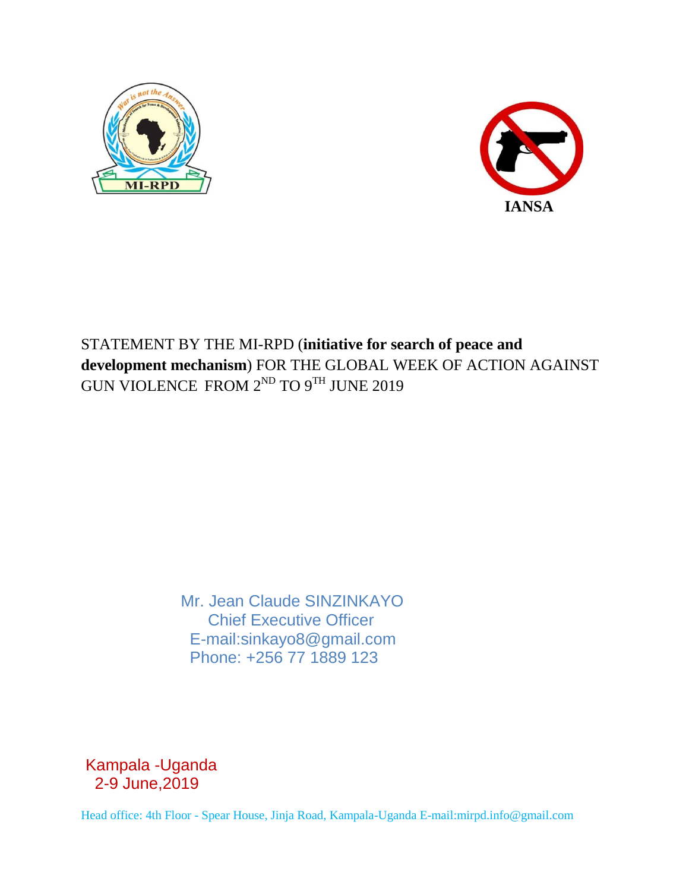MI-RPD

IANSA

STATEMENT BY THE MI-RPD (**initiative for search of peace and development mechanism**) FOR THE GLOBAL WEEK OF ACTION AGAINST GUN VIOLENCE FROM 2ND TO 9TH JUNE 2019

Mr. Jean Claude SINZINKAYO
Chief Executive Officer
E-mail:sinkayo8@gmail.com
Phone: +256 77 1889 123

Kampala -Uganda
2-9 June,2019

Head office: 4th Floor - Spear House, Jinja Road, Kampala-Uganda E-mail:mirpd.info@gmail.com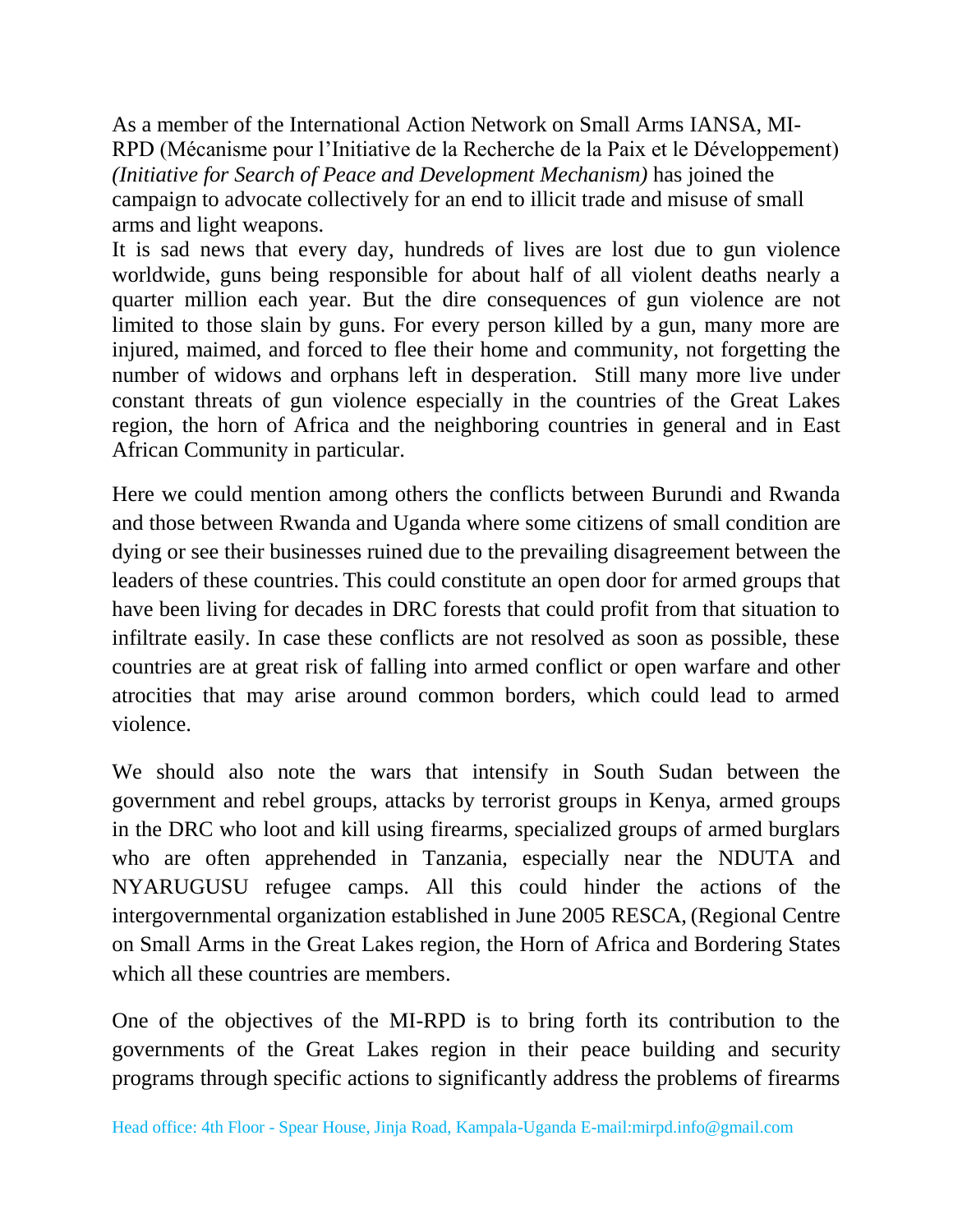As a member of the International Action Network on Small Arms IANSA, MI-RPD (Mécanisme pour l'Initiative de la Recherche de la Paix et le Développement) *(Initiative for Search of Peace and Development Mechanism)* has joined the campaign to advocate collectively for an end to illicit trade and misuse of small arms and light weapons.

It is sad news that every day, hundreds of lives are lost due to gun violence worldwide, guns being responsible for about half of all violent deaths nearly a quarter million each year. But the dire consequences of gun violence are not limited to those slain by guns. For every person killed by a gun, many more are injured, maimed, and forced to flee their home and community, not forgetting the number of widows and orphans left in desperation. Still many more live under constant threats of gun violence especially in the countries of the Great Lakes region, the horn of Africa and the neighboring countries in general and in East African Community in particular.

Here we could mention among others the conflicts between Burundi and Rwanda and those between Rwanda and Uganda where some citizens of small condition are dying or see their businesses ruined due to the prevailing disagreement between the leaders of these countries. This could constitute an open door for armed groups that have been living for decades in DRC forests that could profit from that situation to infiltrate easily. In case these conflicts are not resolved as soon as possible, these countries are at great risk of falling into armed conflict or open warfare and other atrocities that may arise around common borders, which could lead to armed violence.

We should also note the wars that intensify in South Sudan between the government and rebel groups, attacks by terrorist groups in Kenya, armed groups in the DRC who loot and kill using firearms, specialized groups of armed burglars who are often apprehended in Tanzania, especially near the NDUTA and NYARUGUSU refugee camps. All this could hinder the actions of the intergovernmental organization established in June 2005 RESCA, (Regional Centre on Small Arms in the Great Lakes region, the Horn of Africa and Bordering States which all these countries are members.

One of the objectives of the MI-RPD is to bring forth its contribution to the governments of the Great Lakes region in their peace building and security programs through specific actions to significantly address the problems of firearms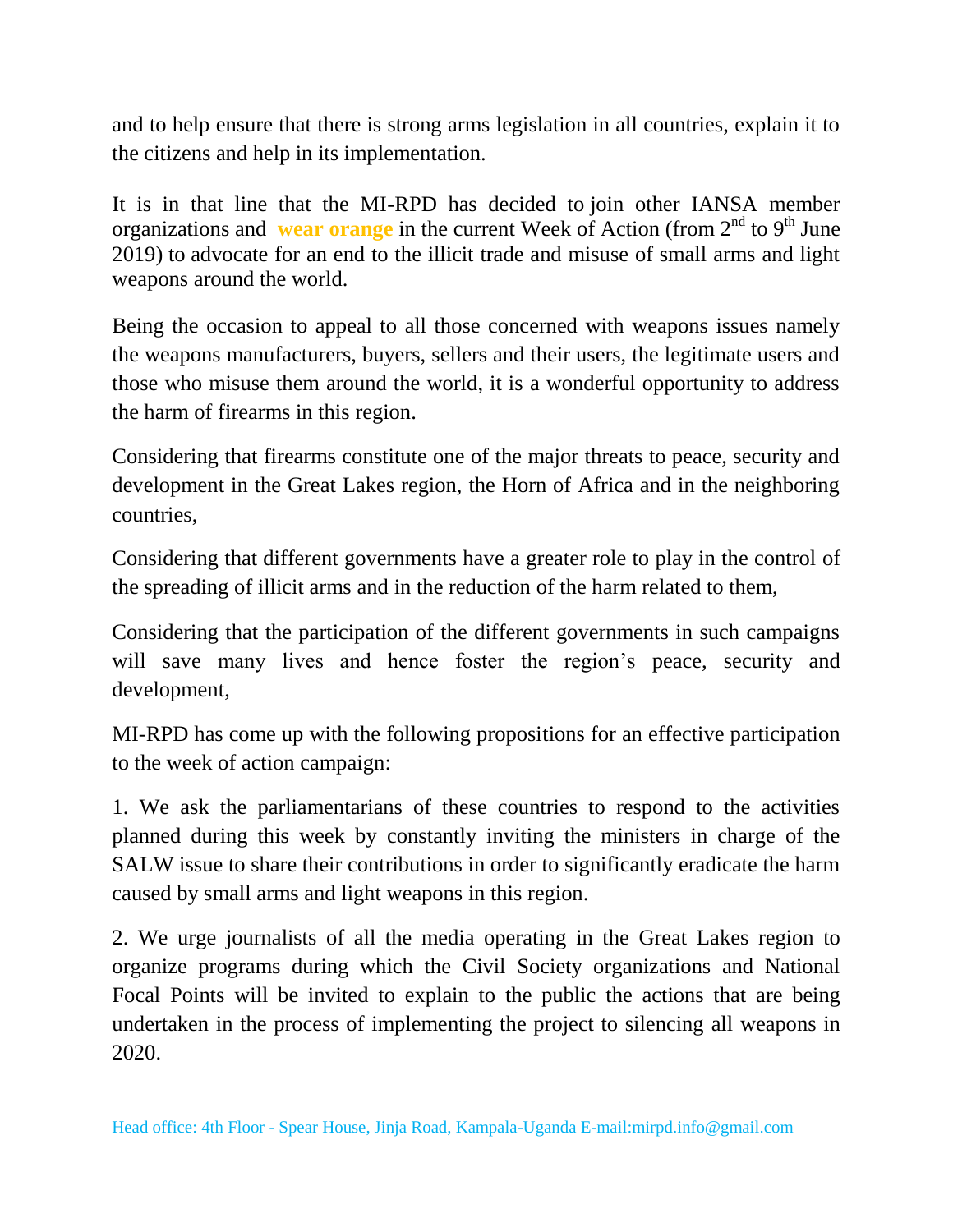and to help ensure that there is strong arms legislation in all countries, explain it to the citizens and help in its implementation.

It is in that line that the MI-RPD has decided to join other IANSA member organizations and **wear orange** in the current Week of Action (from 2nd to 9th June 2019) to advocate for an end to the illicit trade and misuse of small arms and light weapons around the world.

Being the occasion to appeal to all those concerned with weapons issues namely the weapons manufacturers, buyers, sellers and their users, the legitimate users and those who misuse them around the world, it is a wonderful opportunity to address the harm of firearms in this region.

Considering that firearms constitute one of the major threats to peace, security and development in the Great Lakes region, the Horn of Africa and in the neighboring countries,

Considering that different governments have a greater role to play in the control of the spreading of illicit arms and in the reduction of the harm related to them,

Considering that the participation of the different governments in such campaigns will save many lives and hence foster the region's peace, security and development,

MI-RPD has come up with the following propositions for an effective participation to the week of action campaign:

1. We ask the parliamentarians of these countries to respond to the activities planned during this week by constantly inviting the ministers in charge of the SALW issue to share their contributions in order to significantly eradicate the harm caused by small arms and light weapons in this region.

2. We urge journalists of all the media operating in the Great Lakes region to organize programs during which the Civil Society organizations and National Focal Points will be invited to explain to the public the actions that are being undertaken in the process of implementing the project to silencing all weapons in 2020.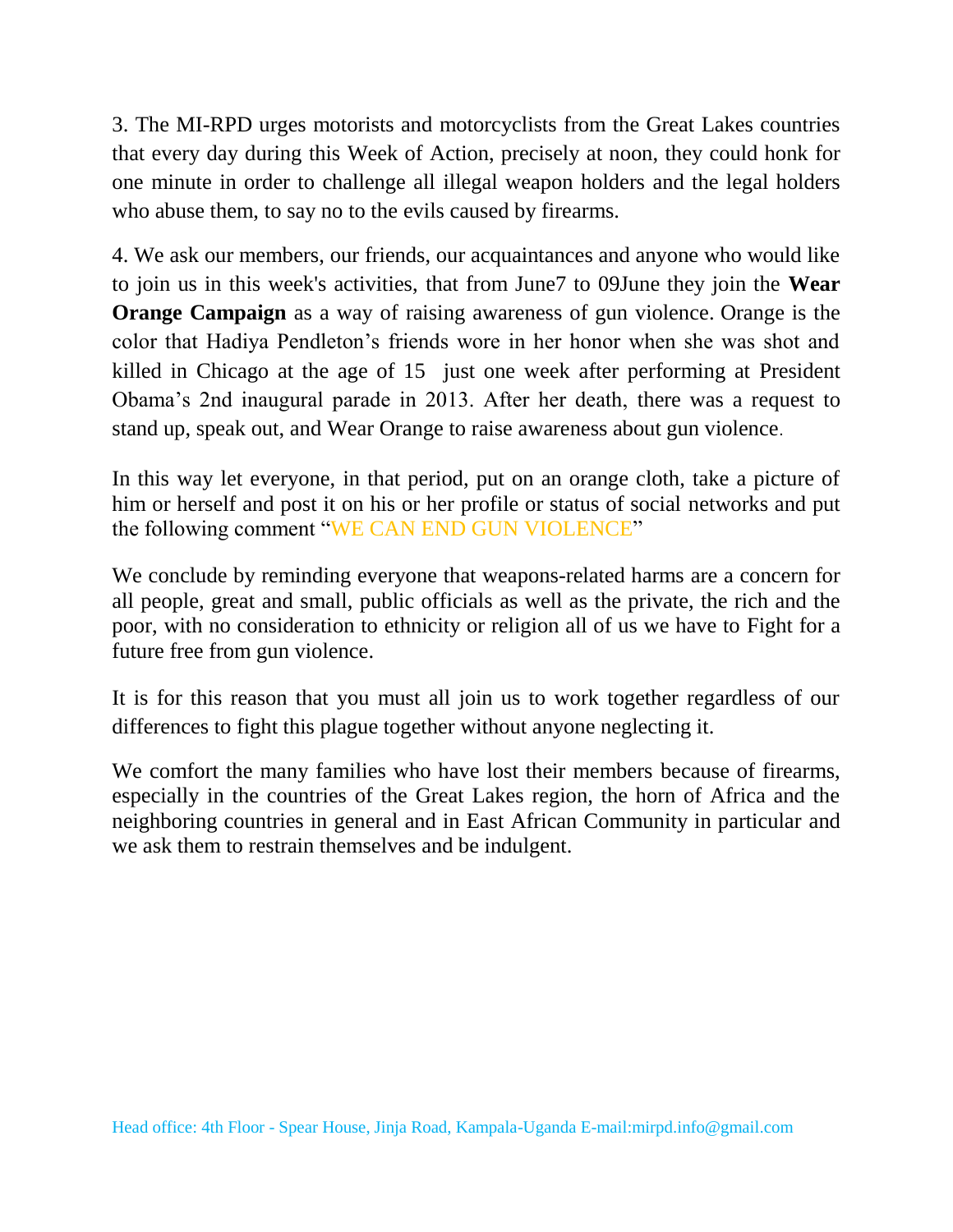3. The MI-RPD urges motorists and motorcyclists from the Great Lakes countries that every day during this Week of Action, precisely at noon, they could honk for one minute in order to challenge all illegal weapon holders and the legal holders who abuse them, to say no to the evils caused by firearms.

4. We ask our members, our friends, our acquaintances and anyone who would like to join us in this week's activities, that from June7 to 09June they join the **Wear Orange Campaign** as a way of raising awareness of gun violence. Orange is the color that Hadiya Pendleton's friends wore in her honor when she was shot and killed in Chicago at the age of 15 just one week after performing at President Obama's 2nd inaugural parade in 2013. After her death, there was a request to stand up, speak out, and Wear Orange to raise awareness about gun violence.

In this way let everyone, in that period, put on an orange cloth, take a picture of him or herself and post it on his or her profile or status of social networks and put the following comment "WE CAN END GUN VIOLENCE"

We conclude by reminding everyone that weapons-related harms are a concern for all people, great and small, public officials as well as the private, the rich and the poor, with no consideration to ethnicity or religion all of us we have to Fight for a future free from gun violence.

It is for this reason that you must all join us to work together regardless of our differences to fight this plague together without anyone neglecting it.

We comfort the many families who have lost their members because of firearms, especially in the countries of the Great Lakes region, the horn of Africa and the neighboring countries in general and in East African Community in particular and we ask them to restrain themselves and be indulgent.